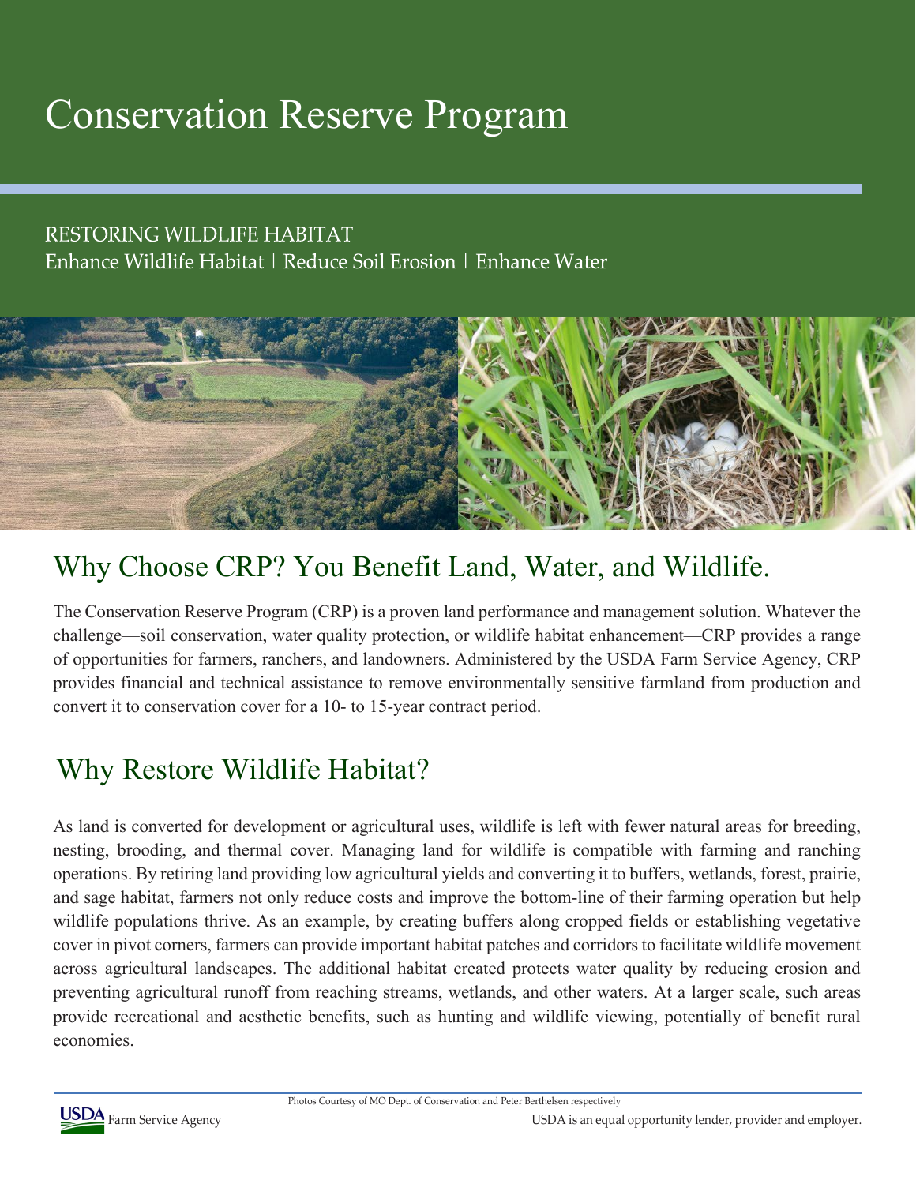# Conservation Reserve Program

RESTORING WILDLIFE HABITAT

Enhance Wildlife Habitat | Reduce Soil Erosion | Enhance Water

## Why Choose CRP? You Benefit Land, Water, and Wildlife.

The Conservation Reserve Program (CRP) is a proven land performance and management solution. Whatever the challenge—soil conservation, water quality protection, or wildlife habitat enhancement—CRP provides a range of opportunities for farmers, ranchers, and landowners. Administered by the USDA Farm Service Agency, CRP provides financial and technical assistance to remove environmentally sensitive farmland from production and convert it to conservation cover for a 10- to 15-year contract period.

## Why Restore Wildlife Habitat?

As land is converted for development or agricultural uses, wildlife is left with fewer natural areas for breeding, nesting, brooding, and thermal cover. Managing land for wildlife is compatible with farming and ranching operations. By retiring land providing low agricultural yields and converting it to buffers, wetlands, forest, prairie, and sage habitat, farmers not only reduce costs and improve the bottom-line of their farming operation but help wildlife populations thrive. As an example, by creating buffers along cropped fields or establishing vegetative cover in pivot corners, farmers can provide important habitat patches and corridors to facilitate wildlife movement across agricultural landscapes. The additional habitat created protects water quality by reducing erosion and preventing agricultural runoff from reaching streams, wetlands, and other waters. At a larger scale, such areas provide recreational and aesthetic benefits, such as hunting and wildlife viewing, potentially of benefit rural economies.

Photos Courtesy of MO Dept. of Conservation and Peter Berthelsen respectively

USDA Farm Service Agency

USDA is an equal opportunity lender, provider and employer.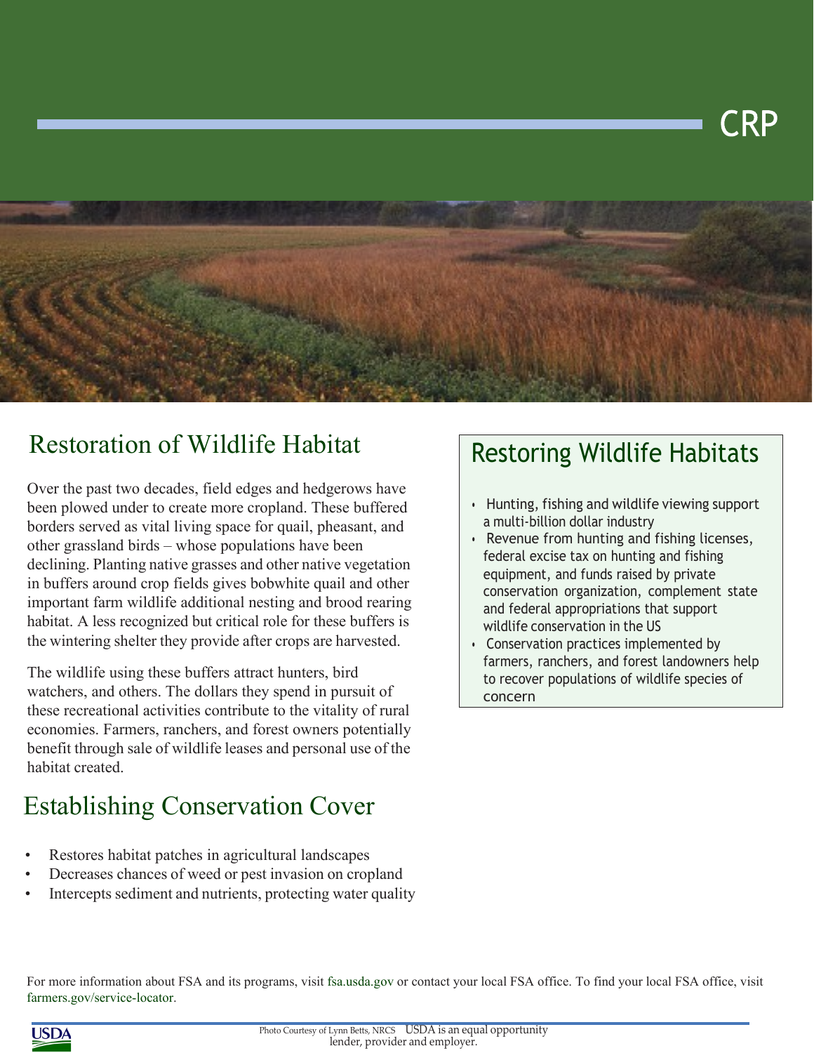CRP

## Restoration of Wildlife Habitat

Over the past two decades, field edges and hedgerows have been plowed under to create more cropland. These buffered borders served as vital living space for quail, pheasant, and other grassland birds – whose populations have been declining. Planting native grasses and other native vegetation in buffers around crop fields gives bobwhite quail and other important farm wildlife additional nesting and brood rearing habitat. A less recognized but critical role for these buffers is the wintering shelter they provide after crops are harvested.

The wildlife using these buffers attract hunters, bird watchers, and others. The dollars they spend in pursuit of these recreational activities contribute to the vitality of rural economies. Farmers, ranchers, and forest owners potentially benefit through sale of wildlife leases and personal use of the habitat created.

## Establishing Conservation Cover

- Restores habitat patches in agricultural landscapes
- Decreases chances of weed or pest invasion on cropland
- Intercepts sediment and nutrients, protecting water quality

## Restoring Wildlife Habitats

- Hunting, fishing and wildlife viewing support a multi-billion dollar industry
- Revenue from hunting and fishing licenses, federal excise tax on hunting and fishing equipment, and funds raised by private conservation organization, complement state and federal appropriations that support wildlife conservation in the US
- Conservation practices implemented by farmers, ranchers, and forest landowners help to recover populations of wildlife species of concern

For more information about FSA and its programs, visit fsa.usda.gov or contact your local FSA office. To find your local FSA office, visit farmers.gov/service-locator.

Photo Courtesy of Lynn Betts, NRCS USDA is an equal opportunity lender, provider and employer.